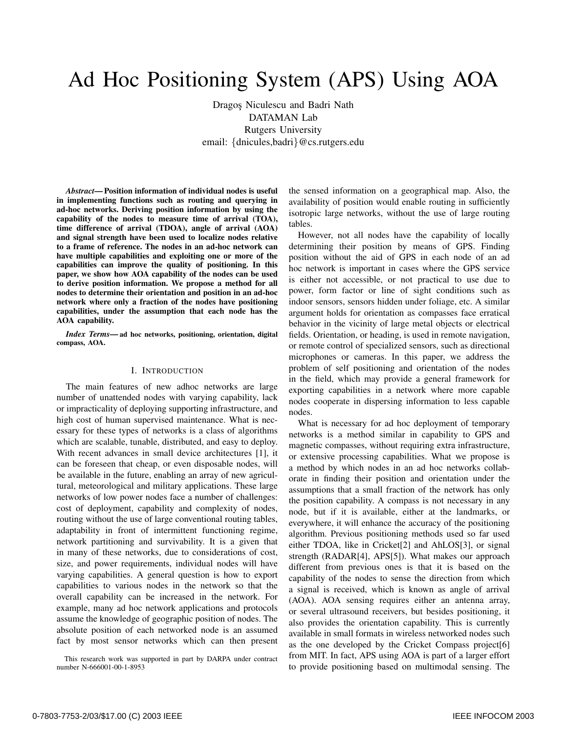# Ad Hoc Positioning System (APS) Using AOA

Dragoş Niculescu and Badri Nath
DATAMAN Lab
Rutgers University
email: {dnicules,badri}@cs.rutgers.edu

***Abstract*— Position information of individual nodes is useful in implementing functions such as routing and querying in ad-hoc networks. Deriving position information by using the capability of the nodes to measure time of arrival (TOA), time difference of arrival (TDOA), angle of arrival (AOA) and signal strength have been used to localize nodes relative to a frame of reference. The nodes in an ad-hoc network can have multiple capabilities and exploiting one or more of the capabilities can improve the quality of positioning. In this paper, we show how AOA capability of the nodes can be used to derive position information. We propose a method for all nodes to determine their orientation and position in an ad-hoc network where only a fraction of the nodes have positioning capabilities, under the assumption that each node has the AOA capability.**

***Index Terms*— ad hoc networks, positioning, orientation, digital compass, AOA.**

## I. Introduction

The main features of new adhoc networks are large number of unattended nodes with varying capability, lack or impracticality of deploying supporting infrastructure, and high cost of human supervised maintenance. What is necessary for these types of networks is a class of algorithms which are scalable, tunable, distributed, and easy to deploy. With recent advances in small device architectures [1], it can be foreseen that cheap, or even disposable nodes, will be available in the future, enabling an array of new agricultural, meteorological and military applications. These large networks of low power nodes face a number of challenges: cost of deployment, capability and complexity of nodes, routing without the use of large conventional routing tables, adaptability in front of intermittent functioning regime, network partitioning and survivability. It is a given that in many of these networks, due to considerations of cost, size, and power requirements, individual nodes will have varying capabilities. A general question is how to export capabilities to various nodes in the network so that the overall capability can be increased in the network. For example, many ad hoc network applications and protocols assume the knowledge of geographic position of nodes. The absolute position of each networked node is an assumed fact by most sensor networks which can then present the sensed information on a geographical map. Also, the availability of position would enable routing in sufficiently isotropic large networks, without the use of large routing tables.

However, not all nodes have the capability of locally determining their position by means of GPS. Finding position without the aid of GPS in each node of an ad hoc network is important in cases where the GPS service is either not accessible, or not practical to use due to power, form factor or line of sight conditions such as indoor sensors, sensors hidden under foliage, etc. A similar argument holds for orientation as compasses face erratical behavior in the vicinity of large metal objects or electrical fields. Orientation, or heading, is used in remote navigation, or remote control of specialized sensors, such as directional microphones or cameras. In this paper, we address the problem of self positioning and orientation of the nodes in the field, which may provide a general framework for exporting capabilities in a network where more capable nodes cooperate in dispersing information to less capable nodes.

What is necessary for ad hoc deployment of temporary networks is a method similar in capability to GPS and magnetic compasses, without requiring extra infrastructure, or extensive processing capabilities. What we propose is a method by which nodes in an ad hoc networks collaborate in finding their position and orientation under the assumptions that a small fraction of the network has only the position capability. A compass is not necessary in any node, but if it is available, either at the landmarks, or everywhere, it will enhance the accuracy of the positioning algorithm. Previous positioning methods used so far used either TDOA, like in Cricket[2] and AhLOS[3], or signal strength (RADAR[4], APS[5]). What makes our approach different from previous ones is that it is based on the capability of the nodes to sense the direction from which a signal is received, which is known as angle of arrival (AOA). AOA sensing requires either an antenna array, or several ultrasound receivers, but besides positioning, it also provides the orientation capability. This is currently available in small formats in wireless networked nodes such as the one developed by the Cricket Compass project[6] from MIT. In fact, APS using AOA is part of a larger effort to provide positioning based on multimodal sensing. The

This research work was supported in part by DARPA under contract number N-666001-00-1-8953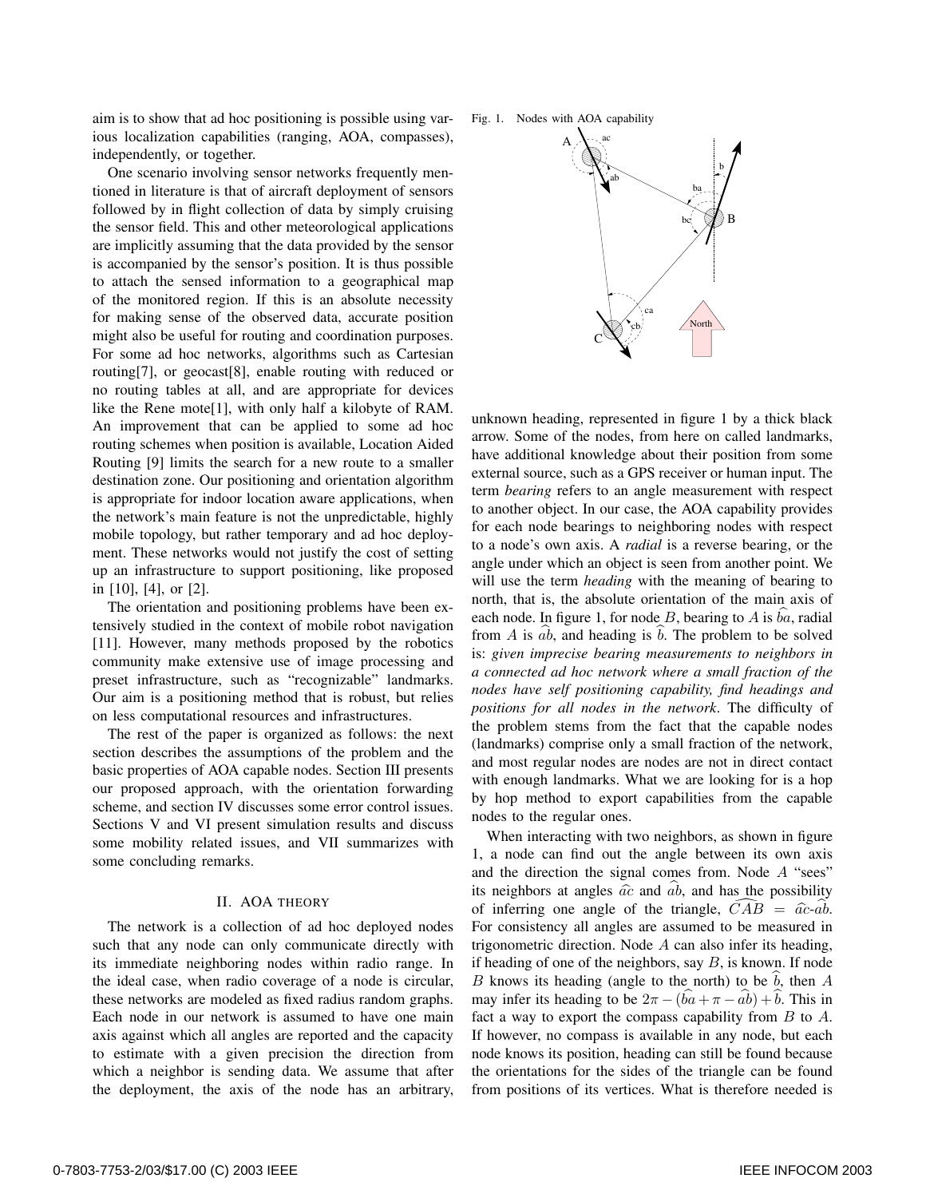aim is to show that ad hoc positioning is possible using various localization capabilities (ranging, AOA, compasses), independently, or together.

One scenario involving sensor networks frequently mentioned in literature is that of aircraft deployment of sensors followed by in flight collection of data by simply cruising the sensor field. This and other meteorological applications are implicitly assuming that the data provided by the sensor is accompanied by the sensor's position. It is thus possible to attach the sensed information to a geographical map of the monitored region. If this is an absolute necessity for making sense of the observed data, accurate position might also be useful for routing and coordination purposes. For some ad hoc networks, algorithms such as Cartesian routing[7], or geocast[8], enable routing with reduced or no routing tables at all, and are appropriate for devices like the Rene mote[1], with only half a kilobyte of RAM. An improvement that can be applied to some ad hoc routing schemes when position is available, Location Aided Routing [9] limits the search for a new route to a smaller destination zone. Our positioning and orientation algorithm is appropriate for indoor location aware applications, when the network's main feature is not the unpredictable, highly mobile topology, but rather temporary and ad hoc deployment. These networks would not justify the cost of setting up an infrastructure to support positioning, like proposed in [10], [4], or [2].

The orientation and positioning problems have been extensively studied in the context of mobile robot navigation [11]. However, many methods proposed by the robotics community make extensive use of image processing and preset infrastructure, such as "recognizable" landmarks. Our aim is a positioning method that is robust, but relies on less computational resources and infrastructures.

The rest of the paper is organized as follows: the next section describes the assumptions of the problem and the basic properties of AOA capable nodes. Section III presents our proposed approach, with the orientation forwarding scheme, and section IV discusses some error control issues. Sections V and VI present simulation results and discuss some mobility related issues, and VII summarizes with some concluding remarks.

## II. AOA THEORY

The network is a collection of ad hoc deployed nodes such that any node can only communicate directly with its immediate neighboring nodes within radio range. In the ideal case, when radio coverage of a node is circular, these networks are modeled as fixed radius random graphs. Each node in our network is assumed to have one main axis against which all angles are reported and the capacity to estimate with a given precision the direction from which a neighbor is sending data. We assume that after the deployment, the axis of the node has an arbitrary, unknown heading, represented in figure 1 by a thick black arrow. Some of the nodes, from here on called landmarks, have additional knowledge about their position from some external source, such as a GPS receiver or human input. The term *bearing* refers to an angle measurement with respect to another object. In our case, the AOA capability provides for each node bearings to neighboring nodes with respect to a node's own axis. A *radial* is a reverse bearing, or the angle under which an object is seen from another point. We will use the term *heading* with the meaning of bearing to north, that is, the absolute orientation of the main axis of each node. In figure 1, for node $B$, bearing to $A$ is $\widehat{ba}$, radial from $A$ is $\widehat{ab}$, and heading is $\widehat{b}$. The problem to be solved is: *given imprecise bearing measurements to neighbors in a connected ad hoc network where a small fraction of the nodes have self positioning capability, find headings and positions for all nodes in the network*. The difficulty of the problem stems from the fact that the capable nodes (landmarks) comprise only a small fraction of the network, and most regular nodes are nodes are not in direct contact with enough landmarks. What we are looking for is a hop by hop method to export capabilities from the capable nodes to the regular ones.

Fig. 1. Nodes with AOA capability

When interacting with two neighbors, as shown in figure 1, a node can find out the angle between its own axis and the direction the signal comes from. Node $A$ "sees" its neighbors at angles $\widehat{ac}$ and $\widehat{ab}$, and has the possibility of inferring one angle of the triangle, $\widehat{CAB} = \widehat{ac}\text{-}\widehat{ab}$. For consistency all angles are assumed to be measured in trigonometric direction. Node $A$ can also infer its heading, if heading of one of the neighbors, say $B$, is known. If node $B$ knows its heading (angle to the north) to be $\widehat{b}$, then $A$ may infer its heading to be $2\pi - (\widehat{ba} + \pi - \widehat{ab}) + \widehat{b}$. This in fact a way to export the compass capability from $B$ to $A$. If however, no compass is available in any node, but each node knows its position, heading can still be found because the orientations for the sides of the triangle can be found from positions of its vertices. What is therefore needed is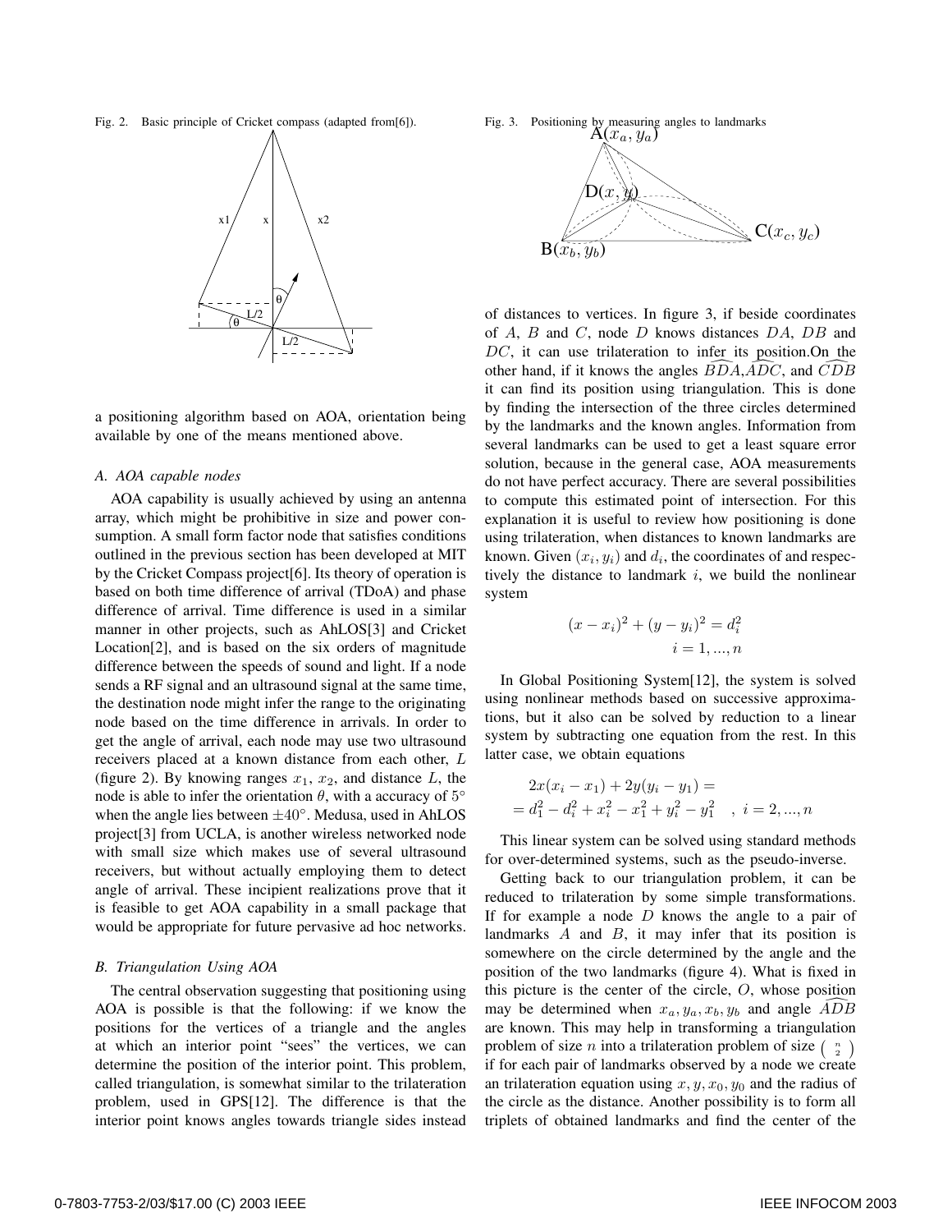Fig. 2. Basic principle of Cricket compass (adapted from[6]).

Fig. 3. Positioning by measuring angles to landmarks

a positioning algorithm based on AOA, orientation being available by one of the means mentioned above.

### A. AOA capable nodes

AOA capability is usually achieved by using an antenna array, which might be prohibitive in size and power consumption. A small form factor node that satisfies conditions outlined in the previous section has been developed at MIT by the Cricket Compass project[6]. Its theory of operation is based on both time difference of arrival (TDoA) and phase difference of arrival. Time difference is used in a similar manner in other projects, such as AhLOS[3] and Cricket Location[2], and is based on the six orders of magnitude difference between the speeds of sound and light. If a node sends a RF signal and an ultrasound signal at the same time, the destination node might infer the range to the originating node based on the time difference in arrivals. In order to get the angle of arrival, each node may use two ultrasound receivers placed at a known distance from each other, $L$ (figure 2). By knowing ranges $x_1$, $x_2$, and distance $L$, the node is able to infer the orientation $\theta$, with a accuracy of $5^\circ$ when the angle lies between $\pm 40^\circ$. Medusa, used in AhLOS project[3] from UCLA, is another wireless networked node with small size which makes use of several ultrasound receivers, but without actually employing them to detect angle of arrival. These incipient realizations prove that it is feasible to get AOA capability in a small package that would be appropriate for future pervasive ad hoc networks.

### B. Triangulation Using AOA

The central observation suggesting that positioning using AOA is possible is that the following: if we know the positions for the vertices of a triangle and the angles at which an interior point "sees" the vertices, we can determine the position of the interior point. This problem, called triangulation, is somewhat similar to the trilateration problem, used in GPS[12]. The difference is that the interior point knows angles towards triangle sides instead of distances to vertices. In figure 3, if beside coordinates of $A$, $B$ and $C$, node $D$ knows distances $DA$, $DB$ and $DC$, it can use trilateration to infer its position.On the other hand, if it knows the angles $\widehat{BDA}$,$\widehat{ADC}$, and $\widehat{CDB}$ it can find its position using triangulation. This is done by finding the intersection of the three circles determined by the landmarks and the known angles. Information from several landmarks can be used to get a least square error solution, because in the general case, AOA measurements do not have perfect accuracy. There are several possibilities to compute this estimated point of intersection. For this explanation it is useful to review how positioning is done using trilateration, when distances to known landmarks are known. Given $(x_i, y_i)$ and $d_i$, the coordinates of and respectively the distance to landmark $i$, we build the nonlinear system

$$(x - x_i)^2 + (y - y_i)^2 = d_i^2$$
$$i = 1, ..., n$$

In Global Positioning System[12], the system is solved using nonlinear methods based on successive approximations, but it also can be solved by reduction to a linear system by subtracting one equation from the rest. In this latter case, we obtain equations

$$2x(x_i - x_1) + 2y(y_i - y_1) = $$
$$= d_1^2 - d_i^2 + x_i^2 - x_1^2 + y_i^2 - y_1^2 \quad , \; i = 2, ..., n$$

This linear system can be solved using standard methods for over-determined systems, such as the pseudo-inverse.

Getting back to our triangulation problem, it can be reduced to trilateration by some simple transformations. If for example a node $D$ knows the angle to a pair of landmarks $A$ and $B$, it may infer that its position is somewhere on the circle determined by the angle and the position of the two landmarks (figure 4). What is fixed in this picture is the center of the circle, $O$, whose position may be determined when $x_a, y_a, x_b, y_b$ and angle $\widehat{ADB}$ are known. This may help in transforming a triangulation problem of size $n$ into a trilateration problem of size $\binom{n}{2}$ if for each pair of landmarks observed by a node we create an trilateration equation using $x, y, x_0, y_0$ and the radius of the circle as the distance. Another possibility is to form all triplets of obtained landmarks and find the center of the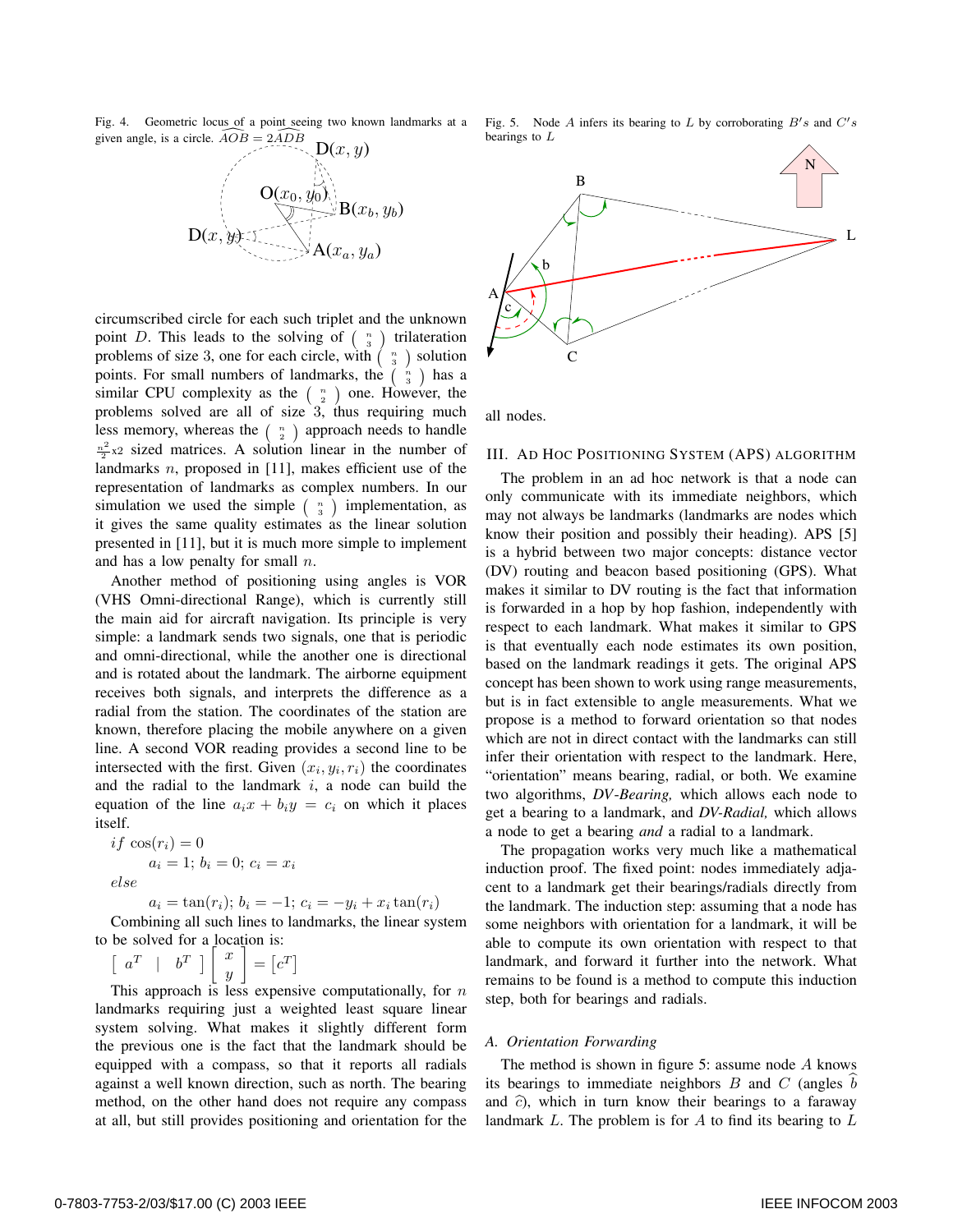Fig. 4. Geometric locus of a point seeing two known landmarks at a given angle, is a circle. $\widehat{AOB} = 2\widehat{ADB}$

circumscribed circle for each such triplet and the unknown point $D$. This leads to the solving of $\binom{n}{3}$ trilateration problems of size 3, one for each circle, with $\binom{n}{3}$ solution points. For small numbers of landmarks, the $\binom{n}{3}$ has a similar CPU complexity as the $\binom{n}{2}$ one. However, the problems solved are all of size 3, thus requiring much less memory, whereas the $\binom{n}{2}$ approach needs to handle $\frac{n^2}{2}$x2 sized matrices. A solution linear in the number of landmarks $n$, proposed in [11], makes efficient use of the representation of landmarks as complex numbers. In our simulation we used the simple $\binom{n}{3}$ implementation, as it gives the same quality estimates as the linear solution presented in [11], but it is much more simple to implement and has a low penalty for small $n$.

Another method of positioning using angles is VOR (VHS Omni-directional Range), which is currently still the main aid for aircraft navigation. Its principle is very simple: a landmark sends two signals, one that is periodic and omni-directional, while the another one is directional and is rotated about the landmark. The airborne equipment receives both signals, and interprets the difference as a radial from the station. The coordinates of the station are known, therefore placing the mobile anywhere on a given line. A second VOR reading provides a second line to be intersected with the first. Given $(x_i, y_i, r_i)$ the coordinates and the radial to the landmark $i$, a node can build the equation of the line $a_i x + b_i y = c_i$ on which it places itself.

$$
\begin{aligned}
&if\ \cos(r_i) = 0 \\
&\qquad a_i = 1;\ b_i = 0;\ c_i = x_i \\
&else \\
&\qquad a_i = \tan(r_i);\ b_i = -1;\ c_i = -y_i + x_i \tan(r_i)
\end{aligned}
$$

Combining all such lines to landmarks, the linear system to be solved for a location is:

$$
\begin{bmatrix} a^T & | & b^T \end{bmatrix} \begin{bmatrix} x \\ y \end{bmatrix} = \begin{bmatrix} c^T \end{bmatrix}
$$

This approach is less expensive computationally, for $n$ landmarks requiring just a weighted least square linear system solving. What makes it slightly different form the previous one is the fact that the landmark should be equipped with a compass, so that it reports all radials against a well known direction, such as north. The bearing method, on the other hand does not require any compass at all, but still provides positioning and orientation for the all nodes.

Fig. 5. Node $A$ infers its bearing to $L$ by corroborating $B's$ and $C's$ bearings to $L$

## III. Ad Hoc Positioning System (APS) algorithm

The problem in an ad hoc network is that a node can only communicate with its immediate neighbors, which may not always be landmarks (landmarks are nodes which know their position and possibly their heading). APS [5] is a hybrid between two major concepts: distance vector (DV) routing and beacon based positioning (GPS). What makes it similar to DV routing is the fact that information is forwarded in a hop by hop fashion, independently with respect to each landmark. What makes it similar to GPS is that eventually each node estimates its own position, based on the landmark readings it gets. The original APS concept has been shown to work using range measurements, but is in fact extensible to angle measurements. What we propose is a method to forward orientation so that nodes which are not in direct contact with the landmarks can still infer their orientation with respect to the landmark. Here, "orientation" means bearing, radial, or both. We examine two algorithms, *DV-Bearing,* which allows each node to get a bearing to a landmark, and *DV-Radial,* which allows a node to get a bearing *and* a radial to a landmark.

The propagation works very much like a mathematical induction proof. The fixed point: nodes immediately adjacent to a landmark get their bearings/radials directly from the landmark. The induction step: assuming that a node has some neighbors with orientation for a landmark, it will be able to compute its own orientation with respect to that landmark, and forward it further into the network. What remains to be found is a method to compute this induction step, both for bearings and radials.

### A. Orientation Forwarding

The method is shown in figure 5: assume node $A$ knows its bearings to immediate neighbors $B$ and $C$ (angles $\widehat{b}$ and $\widehat{c}$), which in turn know their bearings to a faraway landmark $L$. The problem is for $A$ to find its bearing to $L$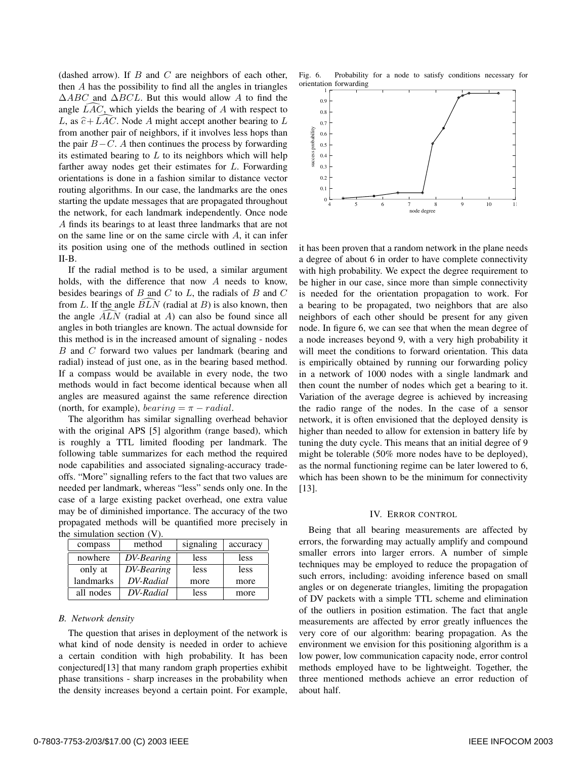(dashed arrow). If $B$ and $C$ are neighbors of each other, then $A$ has the possibility to find all the angles in triangles $\Delta ABC$ and $\Delta BCL$. But this would allow $A$ to find the angle $\widehat{LAC}$, which yields the bearing of $A$ with respect to $L$, as $\widehat{c} + \widehat{LAC}$. Node $A$ might accept another bearing to $L$ from another pair of neighbors, if it involves less hops than the pair $B-C$. $A$ then continues the process by forwarding its estimated bearing to $L$ to its neighbors which will help farther away nodes get their estimates for $L$. Forwarding orientations is done in a fashion similar to distance vector routing algorithms. In our case, the landmarks are the ones starting the update messages that are propagated throughout the network, for each landmark independently. Once node $A$ finds its bearings to at least three landmarks that are not on the same line or on the same circle with $A$, it can infer its position using one of the methods outlined in section II-B.

If the radial method is to be used, a similar argument holds, with the difference that now $A$ needs to know, besides bearings of $B$ and $C$ to $L$, the radials of $B$ and $C$ from $L$. If the angle $\widehat{BLN}$ (radial at $B$) is also known, then the angle $\widehat{ALN}$ (radial at $A$) can also be found since all angles in both triangles are known. The actual downside for this method is in the increased amount of signaling - nodes $B$ and $C$ forward two values per landmark (bearing and radial) instead of just one, as in the bearing based method. If a compass would be available in every node, the two methods would in fact become identical because when all angles are measured against the same reference direction (north, for example), $bearing = \pi - radial$.

The algorithm has similar signalling overhead behavior with the original APS [5] algorithm (range based), which is roughly a TTL limited flooding per landmark. The following table summarizes for each method the required node capabilities and associated signaling-accuracy trade-offs. "More" signalling refers to the fact that two values are needed per landmark, whereas "less" sends only one. In the case of a large existing packet overhead, one extra value may be of diminished importance. The accuracy of the two propagated methods will be quantified more precisely in the simulation section (V).

| compass | method | signaling | accuracy |
|---|---|---|---|
| nowhere | *DV-Bearing* | less | less |
| only at landmarks | *DV-Bearing* | less | less |
| | *DV-Radial* | more | more |
| all nodes | *DV-Radial* | less | more |

### B. Network density

The question that arises in deployment of the network is what kind of node density is needed in order to achieve a certain condition with high probability. It has been conjectured[13] that many random graph properties exhibit phase transitions - sharp increases in the probability when the density increases beyond a certain point. For example, it has been proven that a random network in the plane needs a degree of about 6 in order to have complete connectivity with high probability. We expect the degree requirement to be higher in our case, since more than simple connectivity is needed for the orientation propagation to work. For a bearing to be propagated, two neighbors that are also neighbors of each other should be present for any given node. In figure 6, we can see that when the mean degree of a node increases beyond 9, with a very high probability it will meet the conditions to forward orientation. This data is empirically obtained by running our forwarding policy in a network of 1000 nodes with a single landmark and then count the number of nodes which get a bearing to it. Variation of the average degree is achieved by increasing the radio range of the nodes. In the case of a sensor network, it is often envisioned that the deployed density is higher than needed to allow for extension in battery life by tuning the duty cycle. This means that an initial degree of 9 might be tolerable (50% more nodes have to be deployed), as the normal functioning regime can be later lowered to 6, which has been shown to be the minimum for connectivity [13].

Fig. 6. Probability for a node to satisfy conditions necessary for orientation forwarding

success probability
0 0.1 0.2 0.3 0.4 0.5 0.6 0.7 0.8 0.9 1
node degree
4 5 6 7 8 9 10 11

## IV. Error control

Being that all bearing measurements are affected by errors, the forwarding may actually amplify and compound smaller errors into larger errors. A number of simple techniques may be employed to reduce the propagation of such errors, including: avoiding inference based on small angles or on degenerate triangles, limiting the propagation of DV packets with a simple TTL scheme and elimination of the outliers in position estimation. The fact that angle measurements are affected by error greatly influences the very core of our algorithm: bearing propagation. As the environment we envision for this positioning algorithm is a low power, low communication capacity node, error control methods employed have to be lightweight. Together, the three mentioned methods achieve an error reduction of about half.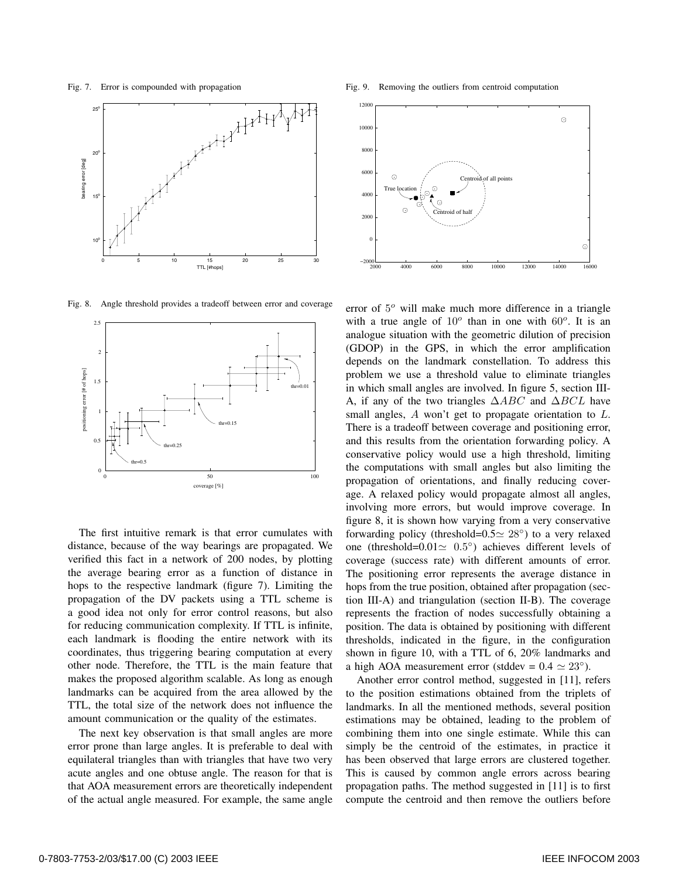Fig. 7. Error is compounded with propagation

Fig. 8. Angle threshold provides a tradeoff between error and coverage

The first intuitive remark is that error cumulates with distance, because of the way bearings are propagated. We verified this fact in a network of 200 nodes, by plotting the average bearing error as a function of distance in hops to the respective landmark (figure 7). Limiting the propagation of the DV packets using a TTL scheme is a good idea not only for error control reasons, but also for reducing communication complexity. If TTL is infinite, each landmark is flooding the entire network with its coordinates, thus triggering bearing computation at every other node. Therefore, the TTL is the main feature that makes the proposed algorithm scalable. As long as enough landmarks can be acquired from the area allowed by the TTL, the total size of the network does not influence the amount communication or the quality of the estimates.

The next key observation is that small angles are more error prone than large angles. It is preferable to deal with equilateral triangles than with triangles that have two very acute angles and one obtuse angle. The reason for that is that AOA measurement errors are theoretically independent of the actual angle measured. For example, the same angle error of $5^o$ will make much more difference in a triangle with a true angle of $10^o$ than in one with $60^o$. It is an analogue situation with the geometric dilution of precision (GDOP) in the GPS, in which the error amplification depends on the landmark constellation. To address this problem we use a threshold value to eliminate triangles in which small angles are involved. In figure 5, section III-A, if any of the two triangles $\Delta ABC$ and $\Delta BCL$ have small angles, $A$ won't get to propagate orientation to $L$. There is a tradeoff between coverage and positioning error, and this results from the orientation forwarding policy. A conservative policy would use a high threshold, limiting the computations with small angles but also limiting the propagation of orientations, and finally reducing coverage. A relaxed policy would propagate almost all angles, involving more errors, but would improve coverage. In figure 8, it is shown how varying from a very conservative forwarding policy (threshold=0.5$\simeq 28^\circ$) to a very relaxed one (threshold=0.01$\simeq 0.5^\circ$) achieves different levels of coverage (success rate) with different amounts of error. The positioning error represents the average distance in hops from the true position, obtained after propagation (section III-A) and triangulation (section II-B). The coverage represents the fraction of nodes successfully obtaining a position. The data is obtained by positioning with different thresholds, indicated in the figure, in the configuration shown in figure 10, with a TTL of 6, 20% landmarks and a high AOA measurement error (stddev = 0.4 $\simeq 23^\circ$).

Fig. 9. Removing the outliers from centroid computation

Another error control method, suggested in [11], refers to the position estimations obtained from the triplets of landmarks. In all the mentioned methods, several position estimations may be obtained, leading to the problem of combining them into one single estimate. While this can simply be the centroid of the estimates, in practice it has been observed that large errors are clustered together. This is caused by common angle errors across bearing propagation paths. The method suggested in [11] is to first compute the centroid and then remove the outliers before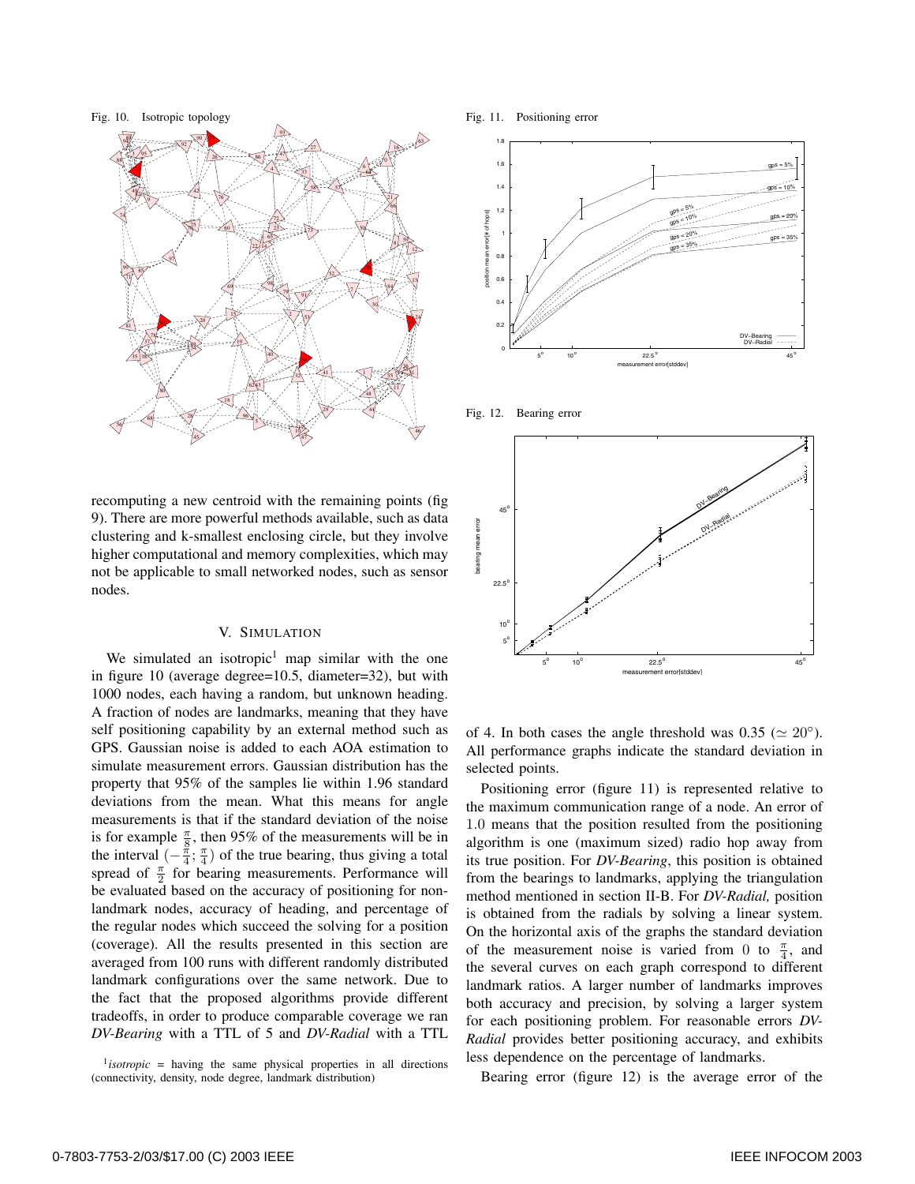Fig. 10. Isotropic topology

Fig. 11. Positioning error

Fig. 12. Bearing error

recomputing a new centroid with the remaining points (fig 9). There are more powerful methods available, such as data clustering and k-smallest enclosing circle, but they involve higher computational and memory complexities, which may not be applicable to small networked nodes, such as sensor nodes.

## V. SIMULATION

We simulated an isotropic[1] map similar with the one in figure 10 (average degree=10.5, diameter=32), but with 1000 nodes, each having a random, but unknown heading. A fraction of nodes are landmarks, meaning that they have self positioning capability by an external method such as GPS. Gaussian noise is added to each AOA estimation to simulate measurement errors. Gaussian distribution has the property that 95% of the samples lie within 1.96 standard deviations from the mean. What this means for angle measurements is that if the standard deviation of the noise is for example $\frac{\pi}{8}$, then 95% of the measurements will be in the interval $(-\frac{\pi}{4}; \frac{\pi}{4})$ of the true bearing, thus giving a total spread of $\frac{\pi}{2}$ for bearing measurements. Performance will be evaluated based on the accuracy of positioning for non-landmark nodes, accuracy of heading, and percentage of the regular nodes which succeed the solving for a position (coverage). All the results presented in this section are averaged from 100 runs with different randomly distributed landmark configurations over the same network. Due to the fact that the proposed algorithms provide different tradeoffs, in order to produce comparable coverage we ran *DV-Bearing* with a TTL of 5 and *DV-Radial* with a TTL of 4. In both cases the angle threshold was 0.35 ($\simeq 20°$). All performance graphs indicate the standard deviation in selected points.

[1] *isotropic* = having the same physical properties in all directions (connectivity, density, node degree, landmark distribution)

Positioning error (figure 11) is represented relative to the maximum communication range of a node. An error of 1.0 means that the position resulted from the positioning algorithm is one (maximum sized) radio hop away from its true position. For *DV-Bearing*, this position is obtained from the bearings to landmarks, applying the triangulation method mentioned in section II-B. For *DV-Radial,* position is obtained from the radials by solving a linear system. On the horizontal axis of the graphs the standard deviation of the measurement noise is varied from 0 to $\frac{\pi}{4}$, and the several curves on each graph correspond to different landmark ratios. A larger number of landmarks improves both accuracy and precision, by solving a larger system for each positioning problem. For reasonable errors *DV-Radial* provides better positioning accuracy, and exhibits less dependence on the percentage of landmarks.

Bearing error (figure 12) is the average error of the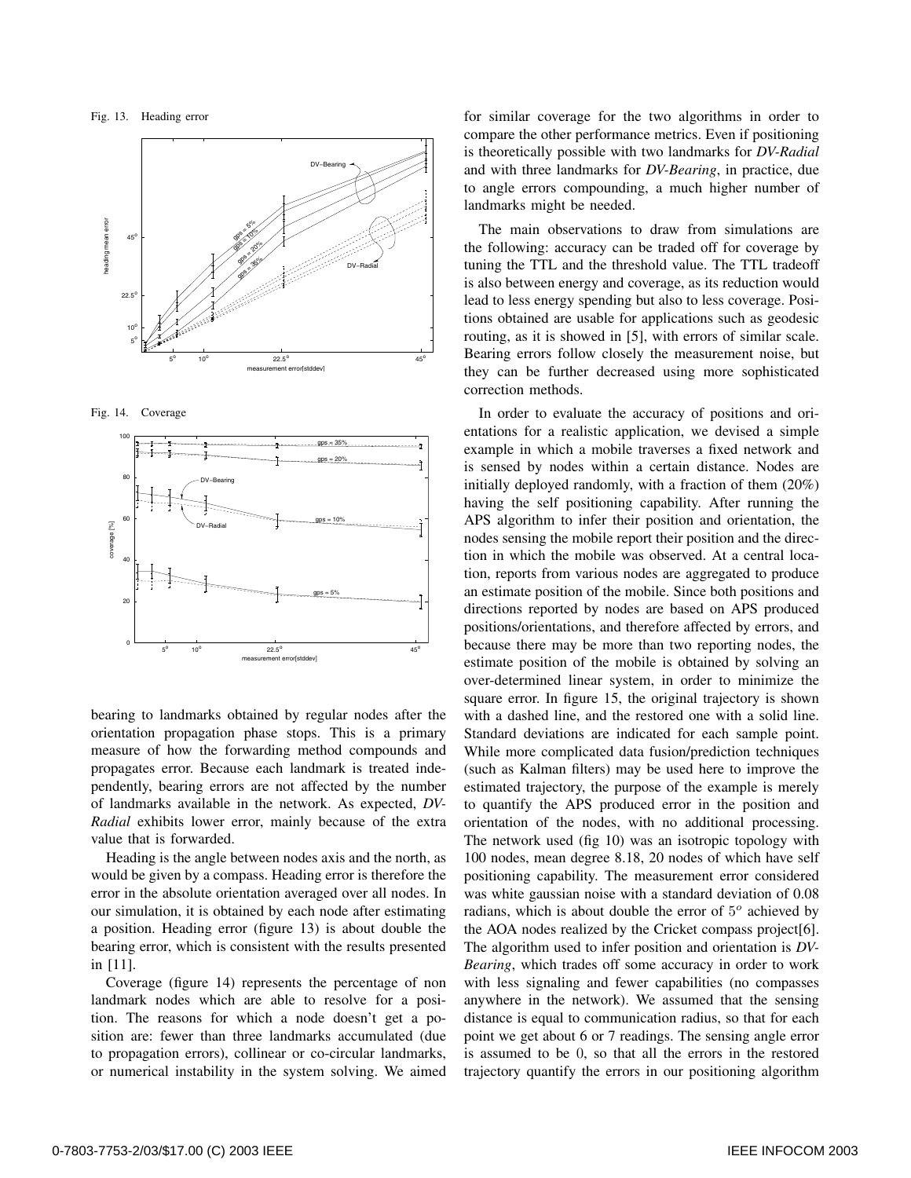Fig. 13. Heading error

Fig. 14. Coverage

bearing to landmarks obtained by regular nodes after the orientation propagation phase stops. This is a primary measure of how the forwarding method compounds and propagates error. Because each landmark is treated independently, bearing errors are not affected by the number of landmarks available in the network. As expected, *DV-Radial* exhibits lower error, mainly because of the extra value that is forwarded.

Heading is the angle between nodes axis and the north, as would be given by a compass. Heading error is therefore the error in the absolute orientation averaged over all nodes. In our simulation, it is obtained by each node after estimating a position. Heading error (figure 13) is about double the bearing error, which is consistent with the results presented in [11].

Coverage (figure 14) represents the percentage of non landmark nodes which are able to resolve for a position. The reasons for which a node doesn't get a position are: fewer than three landmarks accumulated (due to propagation errors), collinear or co-circular landmarks, or numerical instability in the system solving. We aimed for similar coverage for the two algorithms in order to compare the other performance metrics. Even if positioning is theoretically possible with two landmarks for *DV-Radial* and with three landmarks for *DV-Bearing*, in practice, due to angle errors compounding, a much higher number of landmarks might be needed.

The main observations to draw from simulations are the following: accuracy can be traded off for coverage by tuning the TTL and the threshold value. The TTL tradeoff is also between energy and coverage, as its reduction would lead to less energy spending but also to less coverage. Positions obtained are usable for applications such as geodesic routing, as it is showed in [5], with errors of similar scale. Bearing errors follow closely the measurement noise, but they can be further decreased using more sophisticated correction methods.

In order to evaluate the accuracy of positions and orientations for a realistic application, we devised a simple example in which a mobile traverses a fixed network and is sensed by nodes within a certain distance. Nodes are initially deployed randomly, with a fraction of them (20%) having the self positioning capability. After running the APS algorithm to infer their position and orientation, the nodes sensing the mobile report their position and the direction in which the mobile was observed. At a central location, reports from various nodes are aggregated to produce an estimate position of the mobile. Since both positions and directions reported by nodes are based on APS produced positions/orientations, and therefore affected by errors, and because there may be more than two reporting nodes, the estimate position of the mobile is obtained by solving an over-determined linear system, in order to minimize the square error. In figure 15, the original trajectory is shown with a dashed line, and the restored one with a solid line. Standard deviations are indicated for each sample point. While more complicated data fusion/prediction techniques (such as Kalman filters) may be used here to improve the estimated trajectory, the purpose of the example is merely to quantify the APS produced error in the position and orientation of the nodes, with no additional processing. The network used (fig 10) was an isotropic topology with 100 nodes, mean degree 8.18, 20 nodes of which have self positioning capability. The measurement error considered was white gaussian noise with a standard deviation of 0.08 radians, which is about double the error of $5^o$ achieved by the AOA nodes realized by the Cricket compass project[6]. The algorithm used to infer position and orientation is *DV-Bearing*, which trades off some accuracy in order to work with less signaling and fewer capabilities (no compasses anywhere in the network). We assumed that the sensing distance is equal to communication radius, so that for each point we get about 6 or 7 readings. The sensing angle error is assumed to be $0$, so that all the errors in the restored trajectory quantify the errors in our positioning algorithm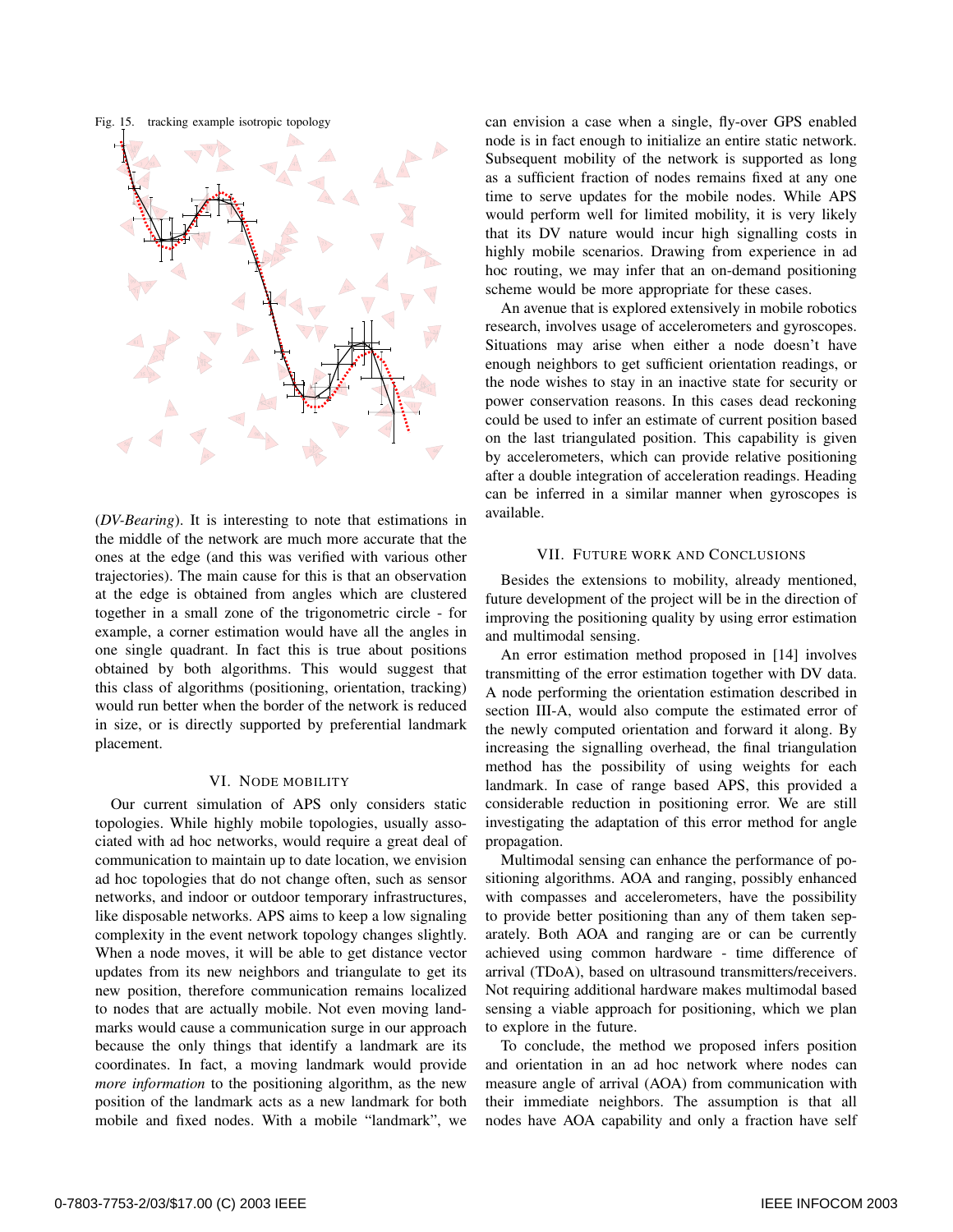Fig. 15. tracking example isotropic topology

(*DV-Bearing*). It is interesting to note that estimations in the middle of the network are much more accurate that the ones at the edge (and this was verified with various other trajectories). The main cause for this is that an observation at the edge is obtained from angles which are clustered together in a small zone of the trigonometric circle - for example, a corner estimation would have all the angles in one single quadrant. In fact this is true about positions obtained by both algorithms. This would suggest that this class of algorithms (positioning, orientation, tracking) would run better when the border of the network is reduced in size, or is directly supported by preferential landmark placement.

## VI. Node Mobility

Our current simulation of APS only considers static topologies. While highly mobile topologies, usually associated with ad hoc networks, would require a great deal of communication to maintain up to date location, we envision ad hoc topologies that do not change often, such as sensor networks, and indoor or outdoor temporary infrastructures, like disposable networks. APS aims to keep a low signaling complexity in the event network topology changes slightly. When a node moves, it will be able to get distance vector updates from its new neighbors and triangulate to get its new position, therefore communication remains localized to nodes that are actually mobile. Not even moving landmarks would cause a communication surge in our approach because the only things that identify a landmark are its coordinates. In fact, a moving landmark would provide *more information* to the positioning algorithm, as the new position of the landmark acts as a new landmark for both mobile and fixed nodes. With a mobile "landmark", we can envision a case when a single, fly-over GPS enabled node is in fact enough to initialize an entire static network. Subsequent mobility of the network is supported as long as a sufficient fraction of nodes remains fixed at any one time to serve updates for the mobile nodes. While APS would perform well for limited mobility, it is very likely that its DV nature would incur high signalling costs in highly mobile scenarios. Drawing from experience in ad hoc routing, we may infer that an on-demand positioning scheme would be more appropriate for these cases.

An avenue that is explored extensively in mobile robotics research, involves usage of accelerometers and gyroscopes. Situations may arise when either a node doesn't have enough neighbors to get sufficient orientation readings, or the node wishes to stay in an inactive state for security or power conservation reasons. In this cases dead reckoning could be used to infer an estimate of current position based on the last triangulated position. This capability is given by accelerometers, which can provide relative positioning after a double integration of acceleration readings. Heading can be inferred in a similar manner when gyroscopes is available.

## VII. Future Work and Conclusions

Besides the extensions to mobility, already mentioned, future development of the project will be in the direction of improving the positioning quality by using error estimation and multimodal sensing.

An error estimation method proposed in [14] involves transmitting of the error estimation together with DV data. A node performing the orientation estimation described in section III-A, would also compute the estimated error of the newly computed orientation and forward it along. By increasing the signalling overhead, the final triangulation method has the possibility of using weights for each landmark. In case of range based APS, this provided a considerable reduction in positioning error. We are still investigating the adaptation of this error method for angle propagation.

Multimodal sensing can enhance the performance of positioning algorithms. AOA and ranging, possibly enhanced with compasses and accelerometers, have the possibility to provide better positioning than any of them taken separately. Both AOA and ranging are or can be currently achieved using common hardware - time difference of arrival (TDoA), based on ultrasound transmitters/receivers. Not requiring additional hardware makes multimodal based sensing a viable approach for positioning, which we plan to explore in the future.

To conclude, the method we proposed infers position and orientation in an ad hoc network where nodes can measure angle of arrival (AOA) from communication with their immediate neighbors. The assumption is that all nodes have AOA capability and only a fraction have self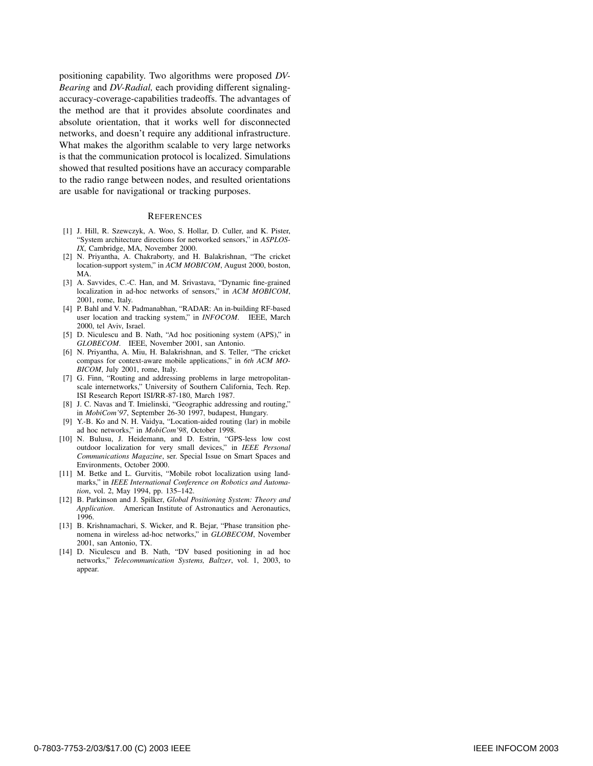positioning capability. Two algorithms were proposed *DV-Bearing* and *DV-Radial,* each providing different signaling-accuracy-coverage-capabilities tradeoffs. The advantages of the method are that it provides absolute coordinates and absolute orientation, that it works well for disconnected networks, and doesn't require any additional infrastructure. What makes the algorithm scalable to very large networks is that the communication protocol is localized. Simulations showed that resulted positions have an accuracy comparable to the radio range between nodes, and resulted orientations are usable for navigational or tracking purposes.

## REFERENCES

[1] J. Hill, R. Szewczyk, A. Woo, S. Hollar, D. Culler, and K. Pister, "System architecture directions for networked sensors," in *ASPLOS-IX*, Cambridge, MA, November 2000.

[2] N. Priyantha, A. Chakraborty, and H. Balakrishnan, "The cricket location-support system," in *ACM MOBICOM*, August 2000, boston, MA.

[3] A. Savvides, C.-C. Han, and M. Srivastava, "Dynamic fine-grained localization in ad-hoc networks of sensors," in *ACM MOBICOM*, 2001, rome, Italy.

[4] P. Bahl and V. N. Padmanabhan, "RADAR: An in-building RF-based user location and tracking system," in *INFOCOM*. IEEE, March 2000, tel Aviv, Israel.

[5] D. Niculescu and B. Nath, "Ad hoc positioning system (APS)," in *GLOBECOM*. IEEE, November 2001, san Antonio.

[6] N. Priyantha, A. Miu, H. Balakrishnan, and S. Teller, "The cricket compass for context-aware mobile applications," in *6th ACM MOBICOM*, July 2001, rome, Italy.

[7] G. Finn, "Routing and addressing problems in large metropolitan-scale internetworks," University of Southern California, Tech. Rep. ISI Research Report ISI/RR-87-180, March 1987.

[8] J. C. Navas and T. Imielinski, "Geographic addressing and routing," in *MobiCom'97*, September 26-30 1997, budapest, Hungary.

[9] Y.-B. Ko and N. H. Vaidya, "Location-aided routing (lar) in mobile ad hoc networks," in *MobiCom'98*, October 1998.

[10] N. Bulusu, J. Heidemann, and D. Estrin, "GPS-less low cost outdoor localization for very small devices," in *IEEE Personal Communications Magazine*, ser. Special Issue on Smart Spaces and Environments, October 2000.

[11] M. Betke and L. Gurvitis, "Mobile robot localization using landmarks," in *IEEE International Conference on Robotics and Automation*, vol. 2, May 1994, pp. 135–142.

[12] B. Parkinson and J. Spilker, *Global Positioning System: Theory and Application*. American Institute of Astronautics and Aeronautics, 1996.

[13] B. Krishnamachari, S. Wicker, and R. Bejar, "Phase transition phenomena in wireless ad-hoc networks," in *GLOBECOM*, November 2001, san Antonio, TX.

[14] D. Niculescu and B. Nath, "DV based positioning in ad hoc networks," *Telecommunication Systems, Baltzer*, vol. 1, 2003, to appear.